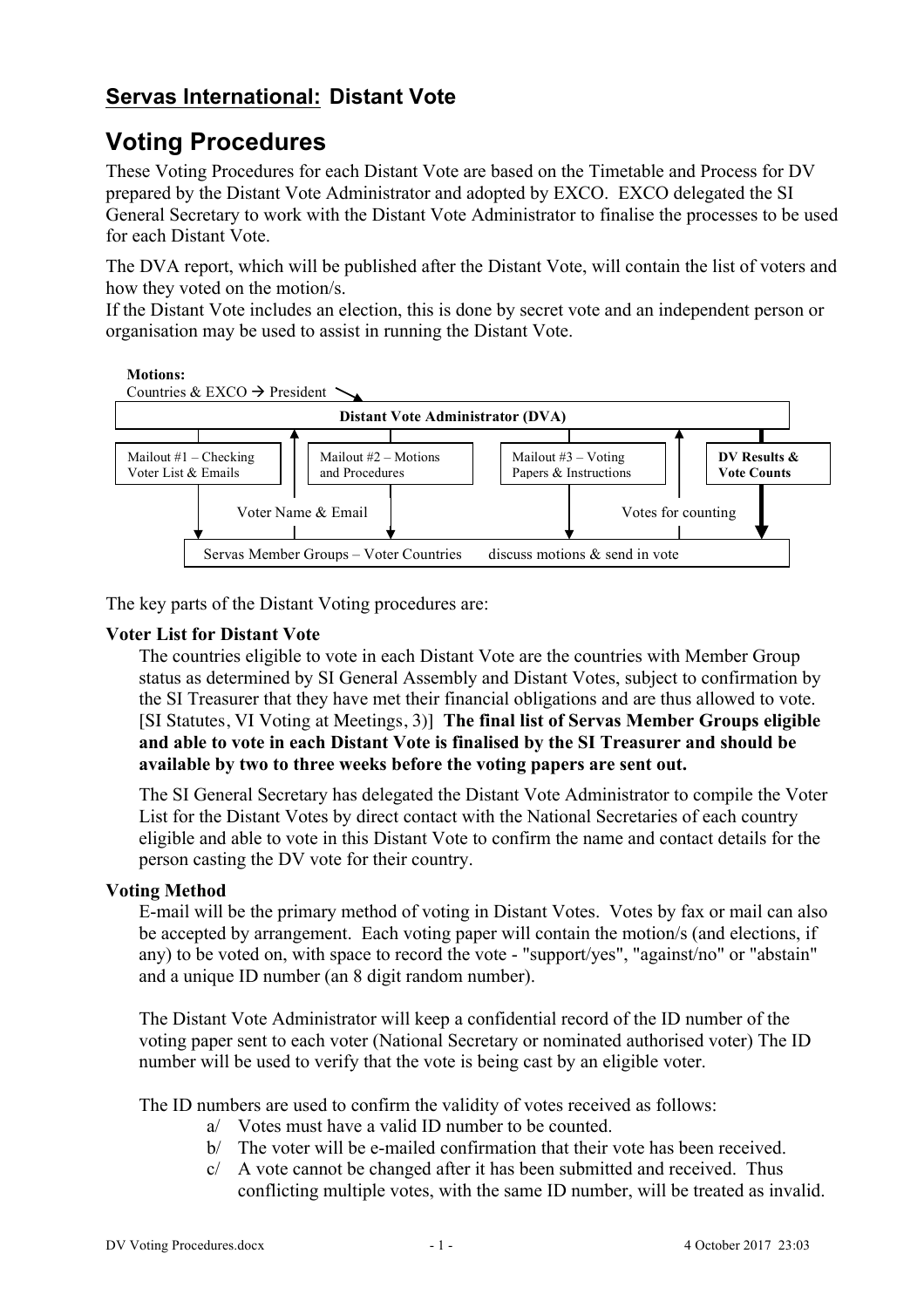## **Servas International:** Distant Vote

# Voting Procedures

These Voting Procedures for each Distant Vote are based on the Timetable and Process for DV prepared by the Distant Vote Administrator and adopted by EXCO. EXCO delegated the SI General Secretary to work with the Distant Vote Administrator to finalise the processes to be used for each Distant Vote.

The DVA report, which will be published after the Distant Vote, will contain the list of voters and how they voted on the motion/s.
If the Distant Vote includes an election, this is done by secret vote and an independent person or organisation may be used to assist in running the Distant Vote.

**Motions:**
Countries & EXCO → President

**Distant Vote Administrator (DVA)**

Mailout #1 – Checking Voter List & Emails

Voter Name & Email

Mailout #2 – Motions and Procedures

Mailout #3 – Voting Papers & Instructions

Votes for counting

**DV Results & Vote Counts**

Servas Member Groups – Voter Countries discuss motions & send in vote

The key parts of the Distant Voting procedures are:

**Voter List for Distant Vote**

The countries eligible to vote in each Distant Vote are the countries with Member Group status as determined by SI General Assembly and Distant Votes, subject to confirmation by the SI Treasurer that they have met their financial obligations and are thus allowed to vote. [SI Statutes, VI Voting at Meetings, 3)] **The final list of Servas Member Groups eligible and able to vote in each Distant Vote is finalised by the SI Treasurer and should be available by two to three weeks before the voting papers are sent out.**

The SI General Secretary has delegated the Distant Vote Administrator to compile the Voter List for the Distant Votes by direct contact with the National Secretaries of each country eligible and able to vote in this Distant Vote to confirm the name and contact details for the person casting the DV vote for their country.

**Voting Method**

E-mail will be the primary method of voting in Distant Votes. Votes by fax or mail can also be accepted by arrangement. Each voting paper will contain the motion/s (and elections, if any) to be voted on, with space to record the vote - "support/yes", "against/no" or "abstain" and a unique ID number (an 8 digit random number).

The Distant Vote Administrator will keep a confidential record of the ID number of the voting paper sent to each voter (National Secretary or nominated authorised voter) The ID number will be used to verify that the vote is being cast by an eligible voter.

The ID numbers are used to confirm the validity of votes received as follows:

a/ Votes must have a valid ID number to be counted.
b/ The voter will be e-mailed confirmation that their vote has been received.
c/ A vote cannot be changed after it has been submitted and received. Thus conflicting multiple votes, with the same ID number, will be treated as invalid.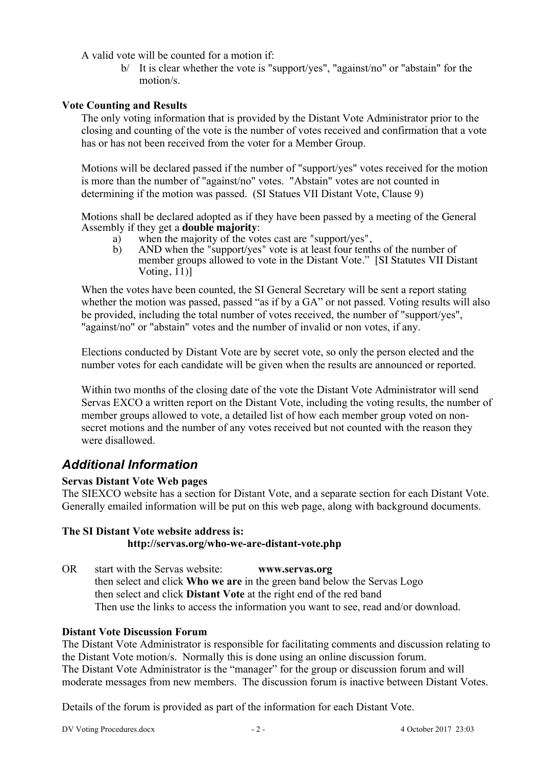A valid vote will be counted for a motion if:

b/ It is clear whether the vote is "support/yes", "against/no" or "abstain" for the motion/s.

**Vote Counting and Results**

The only voting information that is provided by the Distant Vote Administrator prior to the closing and counting of the vote is the number of votes received and confirmation that a vote has or has not been received from the voter for a Member Group.

Motions will be declared passed if the number of "support/yes" votes received for the motion is more than the number of "against/no" votes. "Abstain" votes are not counted in determining if the motion was passed. (SI Statues VII Distant Vote, Clause 9)

Motions shall be declared adopted as if they have been passed by a meeting of the General Assembly if they get a **double majority**:

a) when the majority of the votes cast are "support/yes",
b) AND when the "support/yes" vote is at least four tenths of the number of member groups allowed to vote in the Distant Vote." [SI Statutes VII Distant Voting, 11)]

When the votes have been counted, the SI General Secretary will be sent a report stating whether the motion was passed, passed "as if by a GA" or not passed. Voting results will also be provided, including the total number of votes received, the number of "support/yes", "against/no" or "abstain" votes and the number of invalid or non votes, if any.

Elections conducted by Distant Vote are by secret vote, so only the person elected and the number votes for each candidate will be given when the results are announced or reported.

Within two months of the closing date of the vote the Distant Vote Administrator will send Servas EXCO a written report on the Distant Vote, including the voting results, the number of member groups allowed to vote, a detailed list of how each member group voted on non-secret motions and the number of any votes received but not counted with the reason they were disallowed.

## *Additional Information*

**Servas Distant Vote Web pages**

The SIEXCO website has a section for Distant Vote, and a separate section for each Distant Vote. Generally emailed information will be put on this web page, along with background documents.

**The SI Distant Vote website address is:**
**http://servas.org/who-we-are-distant-vote.php**

OR start with the Servas website: **www.servas.org**
then select and click **Who we are** in the green band below the Servas Logo
then select and click **Distant Vote** at the right end of the red band
Then use the links to access the information you want to see, read and/or download.

**Distant Vote Discussion Forum**

The Distant Vote Administrator is responsible for facilitating comments and discussion relating to the Distant Vote motion/s. Normally this is done using an online discussion forum.
The Distant Vote Administrator is the "manager" for the group or discussion forum and will moderate messages from new members. The discussion forum is inactive between Distant Votes.

Details of the forum is provided as part of the information for each Distant Vote.